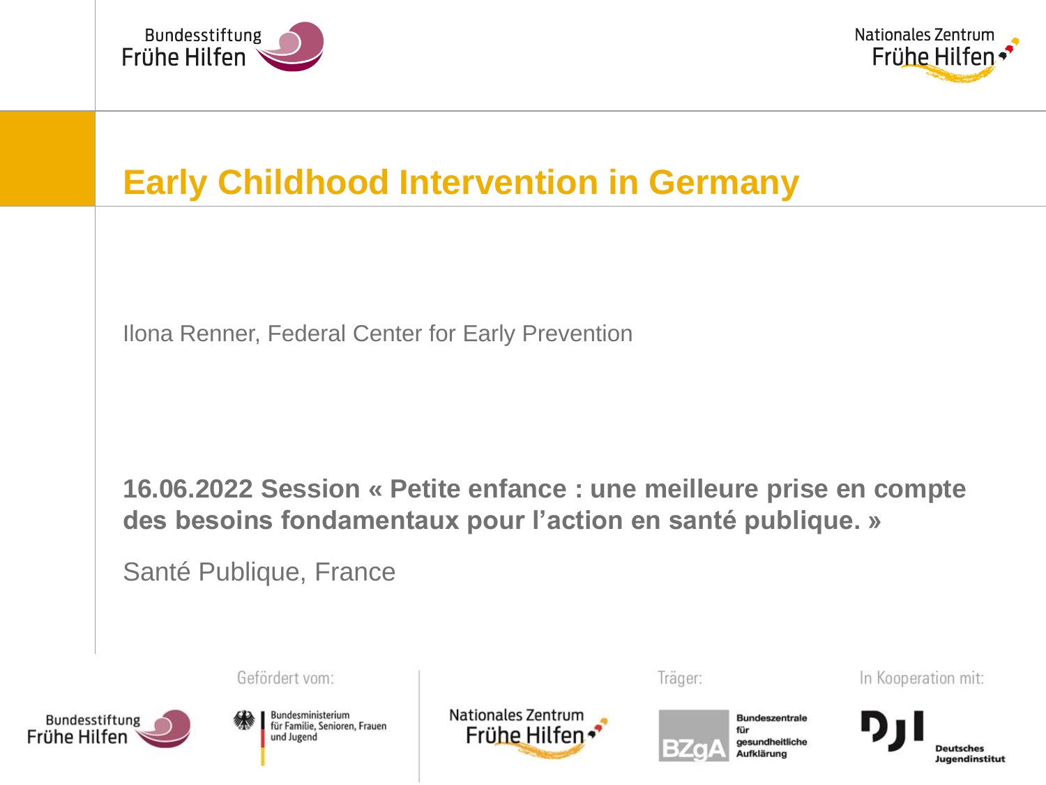Bundesstiftung Frühe Hilfen

Nationales Zentrum Frühe Hilfen

# Early Childhood Intervention in Germany

Ilona Renner, Federal Center for Early Prevention

**16.06.2022 Session « Petite enfance : une meilleure prise en compte des besoins fondamentaux pour l'action en santé publique. »**

Santé Publique, France

Bundesstiftung Frühe Hilfen

Gefördert vom: Bundesministerium für Familie, Senioren, Frauen und Jugend

Nationales Zentrum Frühe Hilfen

Träger: BZgA Bundeszentrale für gesundheitliche Aufklärung

In Kooperation mit: DJI Deutsches Jugendinstitut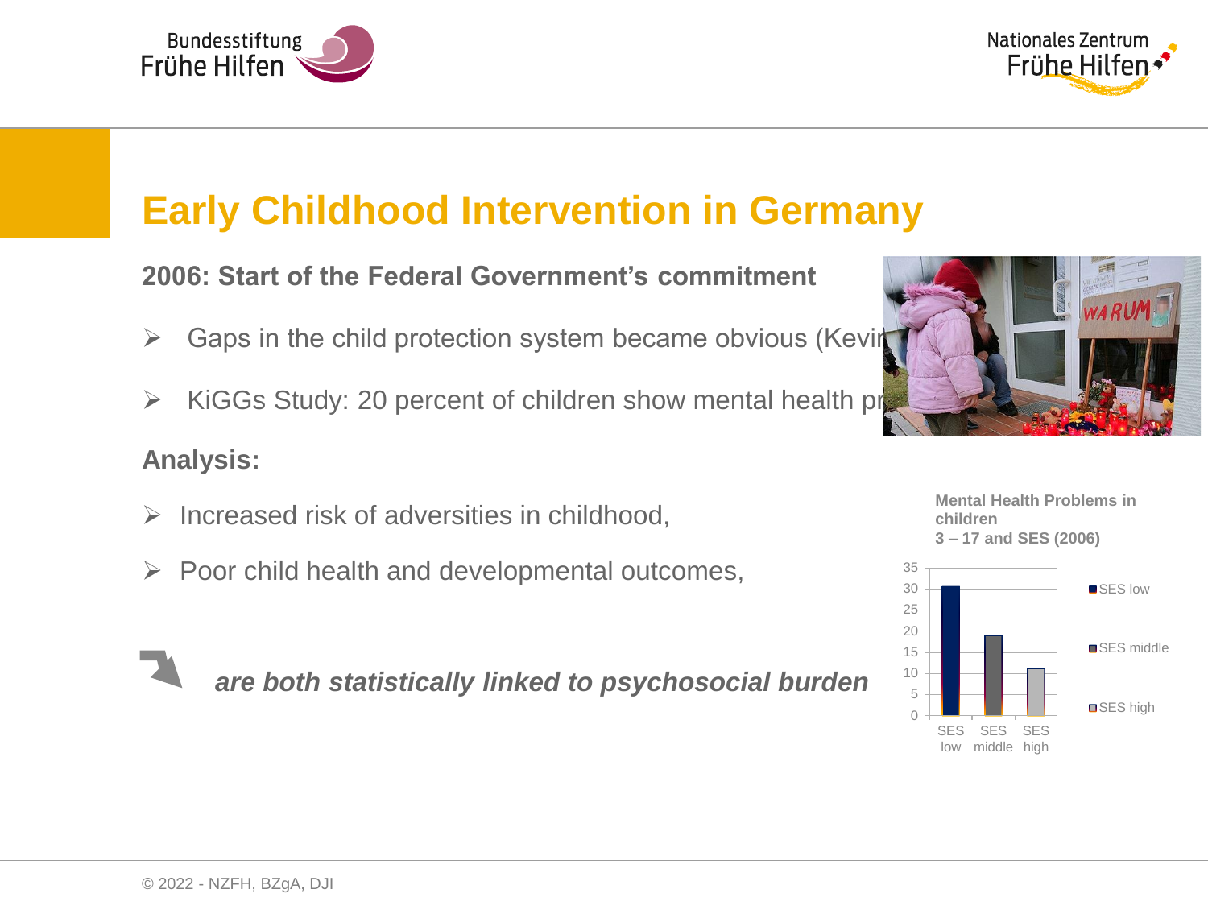# Early Childhood Intervention in Germany

**2006: Start of the Federal Government's commitment**

- Gaps in the child protection system became obvious (Kevi
- KiGGs Study: 20 percent of children show mental health pr

**Analysis:**

- Increased risk of adversities in childhood,
- Poor child health and developmental outcomes,

***are both statistically linked to psychosocial burden***

**Mental Health Problems in children 3 – 17 and SES (2006)**

| SES | Value |
|---|---|
| SES low | ~31 |
| SES middle | ~19 |
| SES high | ~11 |

© 2022 - NZFH, BZgA, DJI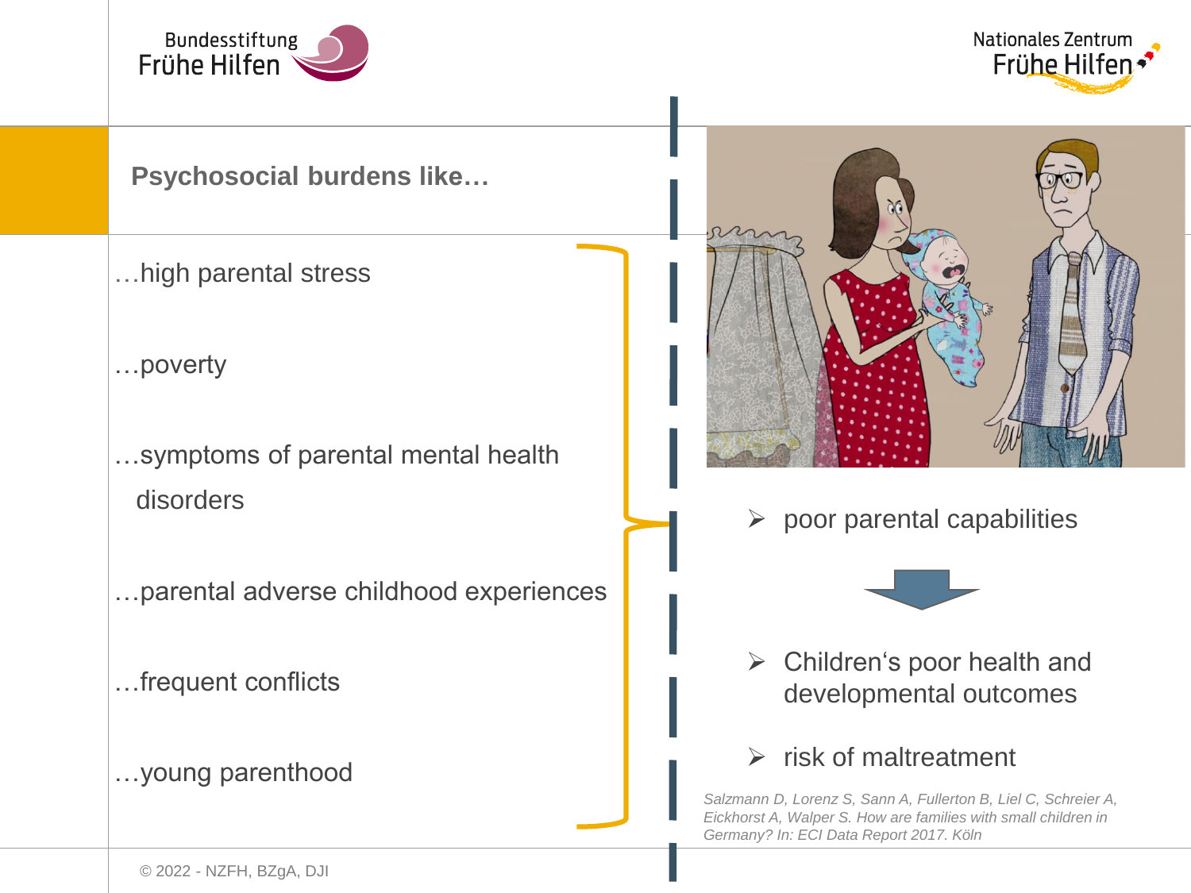## Psychosocial burdens like…

- …high parental stress
- …poverty
- …symptoms of parental mental health disorders
- …parental adverse childhood experiences
- …frequent conflicts
- …young parenthood

➢ poor parental capabilities

➢ Children's poor health and developmental outcomes

➢ risk of maltreatment

*Salzmann D, Lorenz S, Sann A, Fullerton B, Liel C, Schreier A, Eickhorst A, Walper S. How are families with small children in Germany? In: ECI Data Report 2017. Köln*

© 2022 - NZFH, BZgA, DJI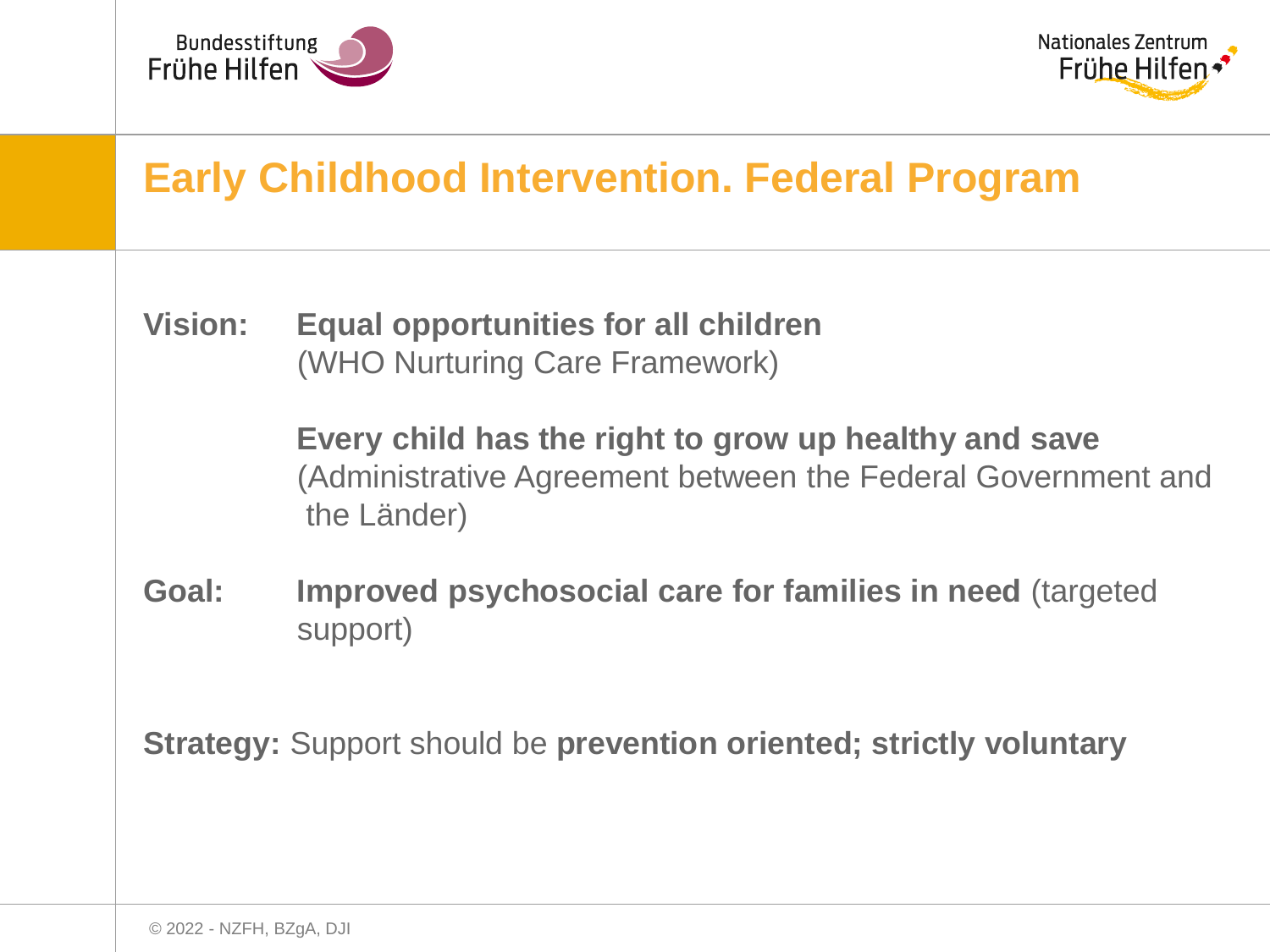# Early Childhood Intervention. Federal Program

**Vision:** **Equal opportunities for all children**
(WHO Nurturing Care Framework)

**Every child has the right to grow up healthy and save**
(Administrative Agreement between the Federal Government and the Länder)

**Goal:** **Improved psychosocial care for families in need** (targeted support)

**Strategy:** Support should be **prevention oriented; strictly voluntary**

© 2022 - NZFH, BZgA, DJI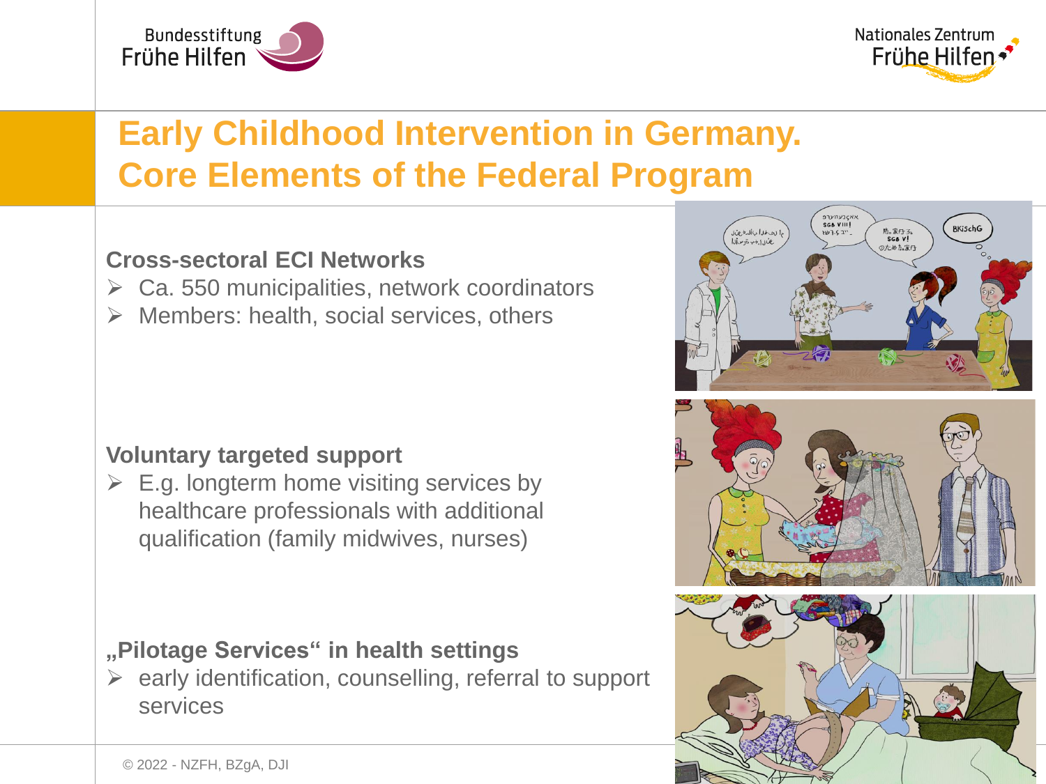# Early Childhood Intervention in Germany. Core Elements of the Federal Program

**Cross-sectoral ECI Networks**

- Ca. 550 municipalities, network coordinators
- Members: health, social services, others

**Voluntary targeted support**

- E.g. longterm home visiting services by healthcare professionals with additional qualification (family midwives, nurses)

**„Pilotage Services" in health settings**

- early identification, counselling, referral to support services

© 2022 - NZFH, BZgA, DJI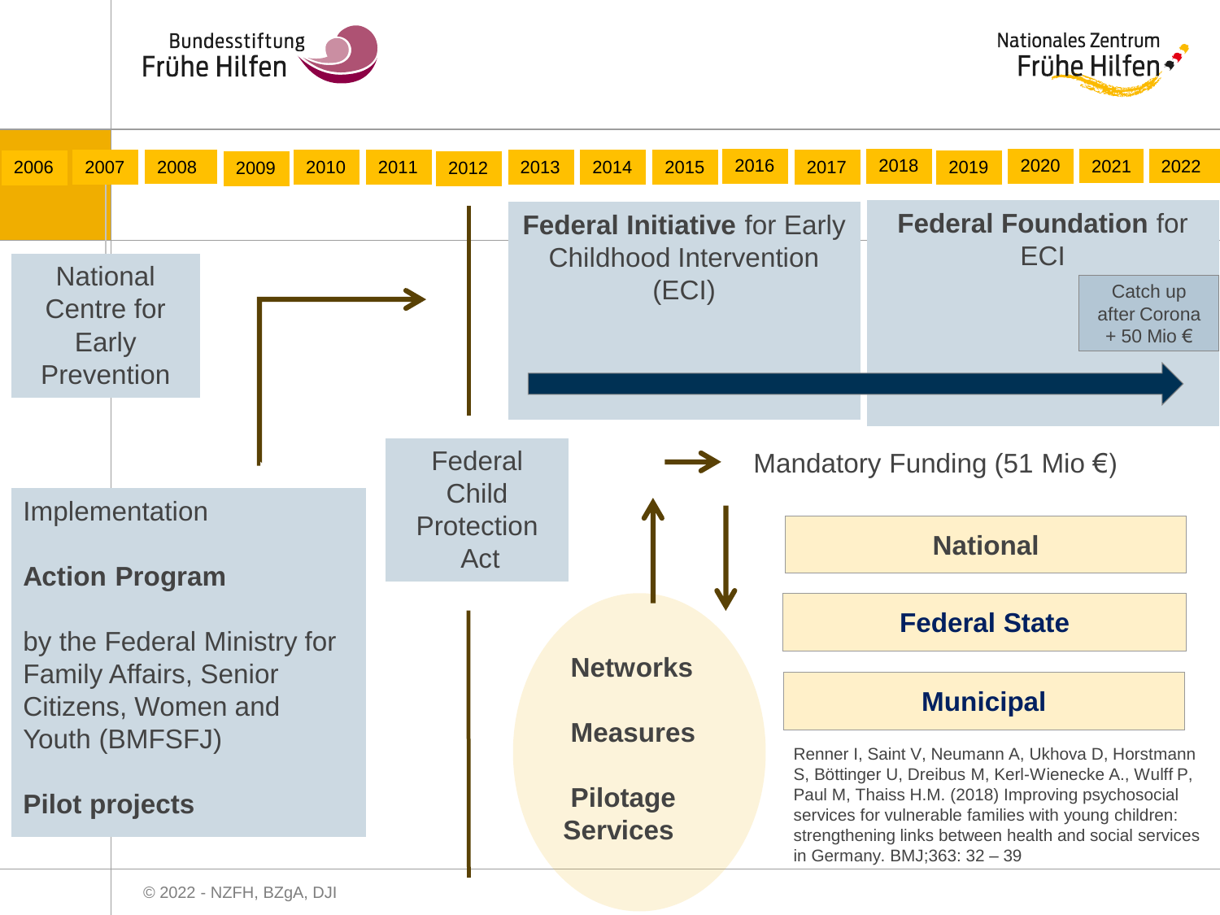Bundesstiftung Frühe Hilfen

Nationales Zentrum Frühe Hilfen

2006 | 2007 | 2008 | 2009 | 2010 | 2011 | 2012 | 2013 | 2014 | 2015 | 2016 | 2017 | 2018 | 2019 | 2020 | 2021 | 2022

National Centre for Early Prevention

**Federal Initiative** for Early Childhood Intervention (ECI)

**Federal Foundation** for ECI

Catch up after Corona + 50 Mio €

Implementation

**Action Program**

by the Federal Ministry for Family Affairs, Senior Citizens, Women and Youth (BMFSFJ)

**Pilot projects**

Federal Child Protection Act

Mandatory Funding (51 Mio €)

**Networks**

**Measures**

**Pilotage Services**

**National**

**Federal State**

**Municipal**

Renner I, Saint V, Neumann A, Ukhova D, Horstmann S, Böttinger U, Dreibus M, Kerl-Wienecke A., Wulff P, Paul M, Thaiss H.M. (2018) Improving psychosocial services for vulnerable families with young children: strengthening links between health and social services in Germany. BMJ;363: 32 – 39

© 2022 - NZFH, BZgA, DJI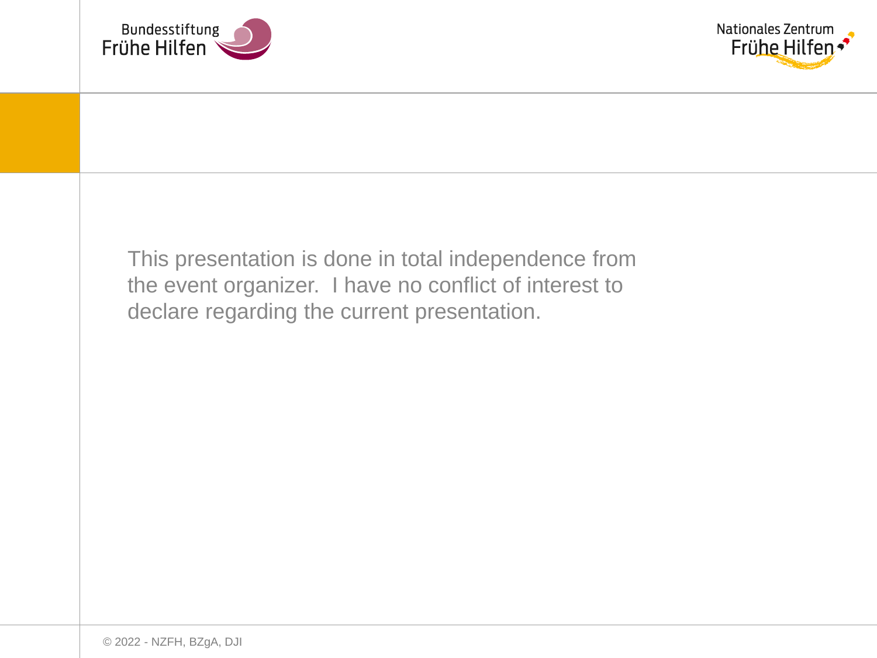This presentation is done in total independence from the event organizer.  I have no conflict of interest to declare regarding the current presentation.